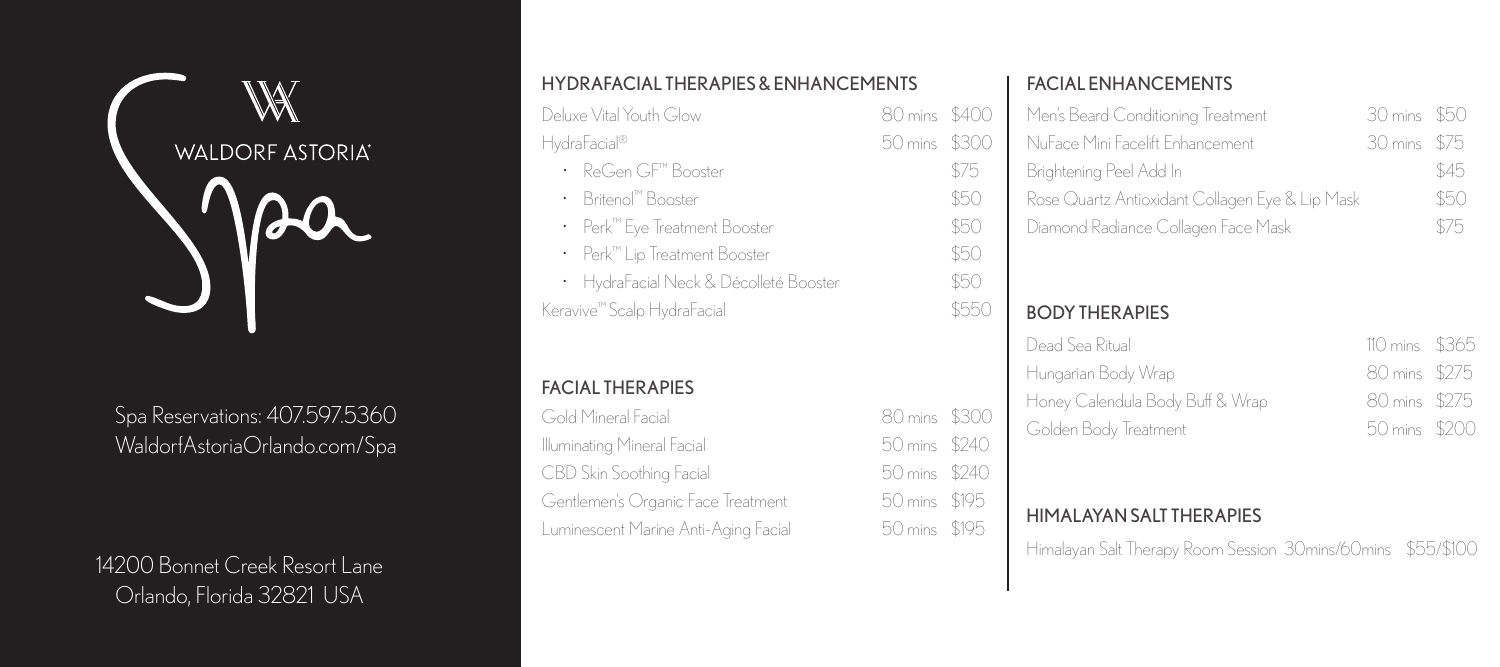# WALDORF ASTORIA Spa

Spa Reservations: 407.597.5360
WaldorfAstoriaOrlando.com/Spa

14200 Bonnet Creek Resort Lane
Orlando, Florida 32821 USA

## HYDRAFACIAL THERAPIES & ENHANCEMENTS

| Treatment | Duration | Price |
|---|---|---|
| Deluxe Vital Youth Glow | 80 mins | $400 |
| HydraFacial® | 50 mins | $300 |
| · ReGen GF™ Booster | | $75 |
| · Britenol™ Booster | | $50 |
| · Perk™ Eye Treatment Booster | | $50 |
| · Perk™ Lip Treatment Booster | | $50 |
| · HydraFacial Neck & Décolleté Booster | | $50 |
| Keravive™ Scalp HydraFacial | | $550 |

## FACIAL THERAPIES

| Treatment | Duration | Price |
|---|---|---|
| Gold Mineral Facial | 80 mins | $300 |
| Illuminating Mineral Facial | 50 mins | $240 |
| CBD Skin Soothing Facial | 50 mins | $240 |
| Gentlemen's Organic Face Treatment | 50 mins | $195 |
| Luminescent Marine Anti-Aging Facial | 50 mins | $195 |

## FACIAL ENHANCEMENTS

| Treatment | Duration | Price |
|---|---|---|
| Men's Beard Conditioning Treatment | 30 mins | $50 |
| NuFace Mini Facelift Enhancement | 30 mins | $75 |
| Brightening Peel Add In | | $45 |
| Rose Quartz Antioxidant Collagen Eye & Lip Mask | | $50 |
| Diamond Radiance Collagen Face Mask | | $75 |

## BODY THERAPIES

| Treatment | Duration | Price |
|---|---|---|
| Dead Sea Ritual | 110 mins | $365 |
| Hungarian Body Wrap | 80 mins | $275 |
| Honey Calendula Body Buff & Wrap | 80 mins | $275 |
| Golden Body Treatment | 50 mins | $200 |

## HIMALAYAN SALT THERAPIES

Himalayan Salt Therapy Room Session 30mins/60mins $55/$100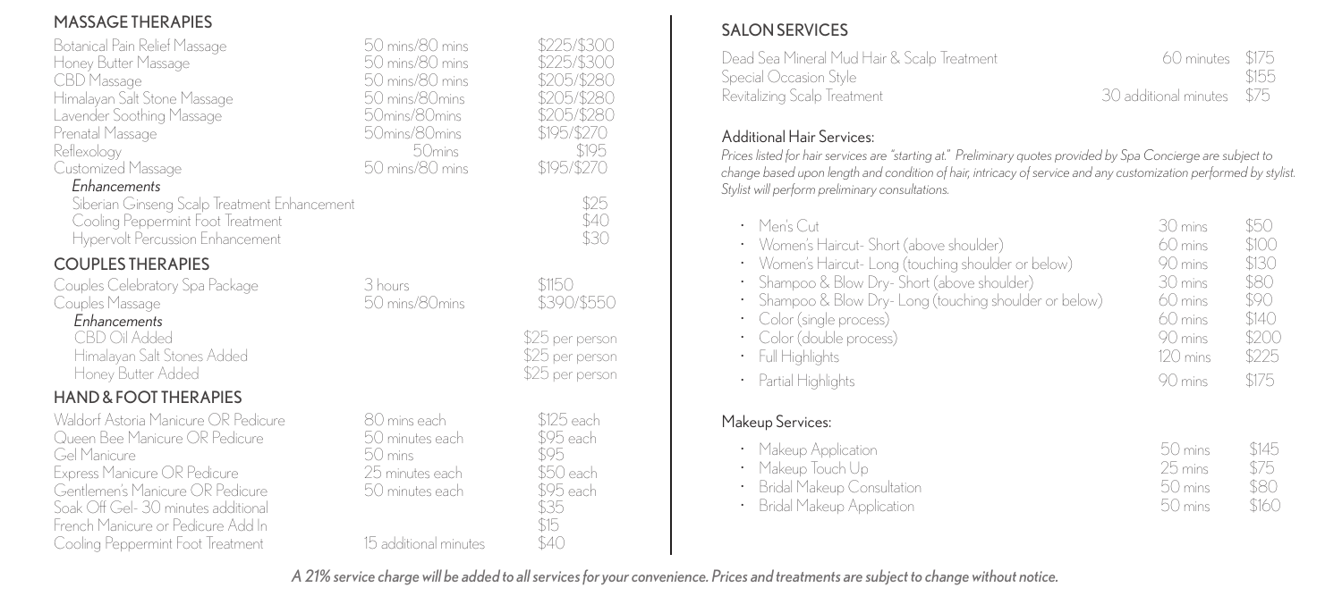## MASSAGE THERAPIES

| | | |
|---|---|---|
| Botanical Pain Relief Massage | 50 mins/80 mins | \$225/\$300 |
| Honey Butter Massage | 50 mins/80 mins | \$225/\$300 |
| CBD Massage | 50 mins/80 mins | \$205/\$280 |
| Himalayan Salt Stone Massage | 50 mins/80mins | \$205/\$280 |
| Lavender Soothing Massage | 50mins/80mins | \$205/\$280 |
| Prenatal Massage | 50mins/80mins | \$195/\$270 |
| Reflexology | 50mins | \$195 |
| Customized Massage | 50 mins/80 mins | \$195/\$270 |
| *Enhancements* | | |
| Siberian Ginseng Scalp Treatment Enhancement | | \$25 |
| Cooling Peppermint Foot Treatment | | \$40 |
| Hypervolt Percussion Enhancement | | \$30 |

## COUPLES THERAPIES

| | | |
|---|---|---|
| Couples Celebratory Spa Package | 3 hours | \$1150 |
| Couples Massage | 50 mins/80mins | \$390/\$550 |
| *Enhancements* | | |
| CBD Oil Added | | \$25 per person |
| Himalayan Salt Stones Added | | \$25 per person |
| Honey Butter Added | | \$25 per person |

## HAND & FOOT THERAPIES

| | | |
|---|---|---|
| Waldorf Astoria Manicure OR Pedicure | 80 mins each | \$125 each |
| Queen Bee Manicure OR Pedicure | 50 minutes each | \$95 each |
| Gel Manicure | 50 mins | \$95 |
| Express Manicure OR Pedicure | 25 minutes each | \$50 each |
| Gentlemen's Manicure OR Pedicure | 50 minutes each | \$95 each |
| Soak Off Gel- 30 minutes additional | | \$35 |
| French Manicure or Pedicure Add In | | \$15 |
| Cooling Peppermint Foot Treatment | 15 additional minutes | \$40 |

## SALON SERVICES

| | | |
|---|---|---|
| Dead Sea Mineral Mud Hair & Scalp Treatment | 60 minutes | \$175 |
| Special Occasion Style | | \$155 |
| Revitalizing Scalp Treatment | 30 additional minutes | \$75 |

### Additional Hair Services:

*Prices listed for hair services are "starting at." Preliminary quotes provided by Spa Concierge are subject to change based upon length and condition of hair, intricacy of service and any customization performed by stylist. Stylist will perform preliminary consultations.*

| | | |
|---|---|---|
| Men's Cut | 30 mins | \$50 |
| Women's Haircut- Short (above shoulder) | 60 mins | \$100 |
| Women's Haircut- Long (touching shoulder or below) | 90 mins | \$130 |
| Shampoo & Blow Dry- Short (above shoulder) | 30 mins | \$80 |
| Shampoo & Blow Dry- Long (touching shoulder or below) | 60 mins | \$90 |
| Color (single process) | 60 mins | \$140 |
| Color (double process) | 90 mins | \$200 |
| Full Highlights | 120 mins | \$225 |
| Partial Highlights | 90 mins | \$175 |

### Makeup Services:

| | | |
|---|---|---|
| Makeup Application | 50 mins | \$145 |
| Makeup Touch Up | 25 mins | \$75 |
| Bridal Makeup Consultation | 50 mins | \$80 |
| Bridal Makeup Application | 50 mins | \$160 |

*A 21% service charge will be added to all services for your convenience. Prices and treatments are subject to change without notice.*